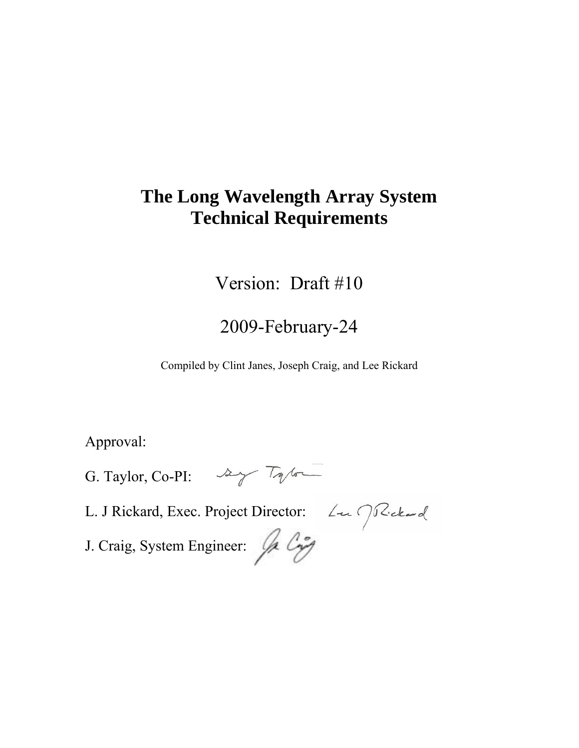# The Long Wavelength Array System Technical Requirements

Version: Draft #10

2009-February-24

Compiled by Clint Janes, Joseph Craig, and Lee Rickard

Approval:

G. Taylor, Co-PI:

L. J Rickard, Exec. Project Director:

J. Craig, System Engineer: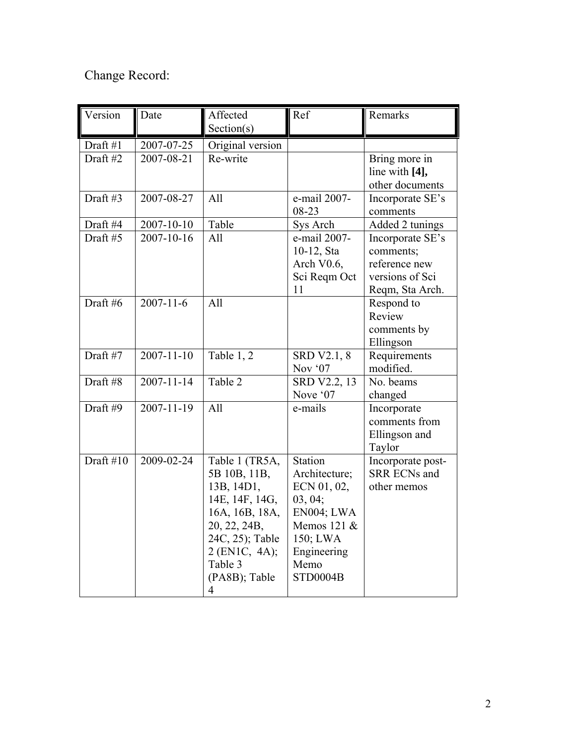Change Record:

| Version | Date | Affected Section(s) | Ref | Remarks |
|---|---|---|---|---|
| Draft #1 | 2007-07-25 | Original version | | |
| Draft #2 | 2007-08-21 | Re-write | | Bring more in line with **[4],** other documents |
| Draft #3 | 2007-08-27 | All | e-mail 2007-08-23 | Incorporate SE's comments |
| Draft #4 | 2007-10-10 | Table | Sys Arch | Added 2 tunings |
| Draft #5 | 2007-10-16 | All | e-mail 2007-10-12, Sta Arch V0.6, Sci Reqm Oct 11 | Incorporate SE's comments; reference new versions of Sci Reqm, Sta Arch. |
| Draft #6 | 2007-11-6 | All | | Respond to Review comments by Ellingson |
| Draft #7 | 2007-11-10 | Table 1, 2 | SRD V2.1, 8 Nov '07 | Requirements modified. |
| Draft #8 | 2007-11-14 | Table 2 | SRD V2.2, 13 Nove '07 | No. beams changed |
| Draft #9 | 2007-11-19 | All | e-mails | Incorporate comments from Ellingson and Taylor |
| Draft #10 | 2009-02-24 | Table 1 (TR5A, 5B 10B, 11B, 13B, 14D1, 14E, 14F, 14G, 16A, 16B, 18A, 20, 22, 24B, 24C, 25); Table 2 (EN1C, 4A); Table 3 (PA8B); Table 4 | Station Architecture; ECN 01, 02, 03, 04; EN004; LWA Memos 121 & 150; LWA Engineering Memo STD0004B | Incorporate post-SRR ECNs and other memos |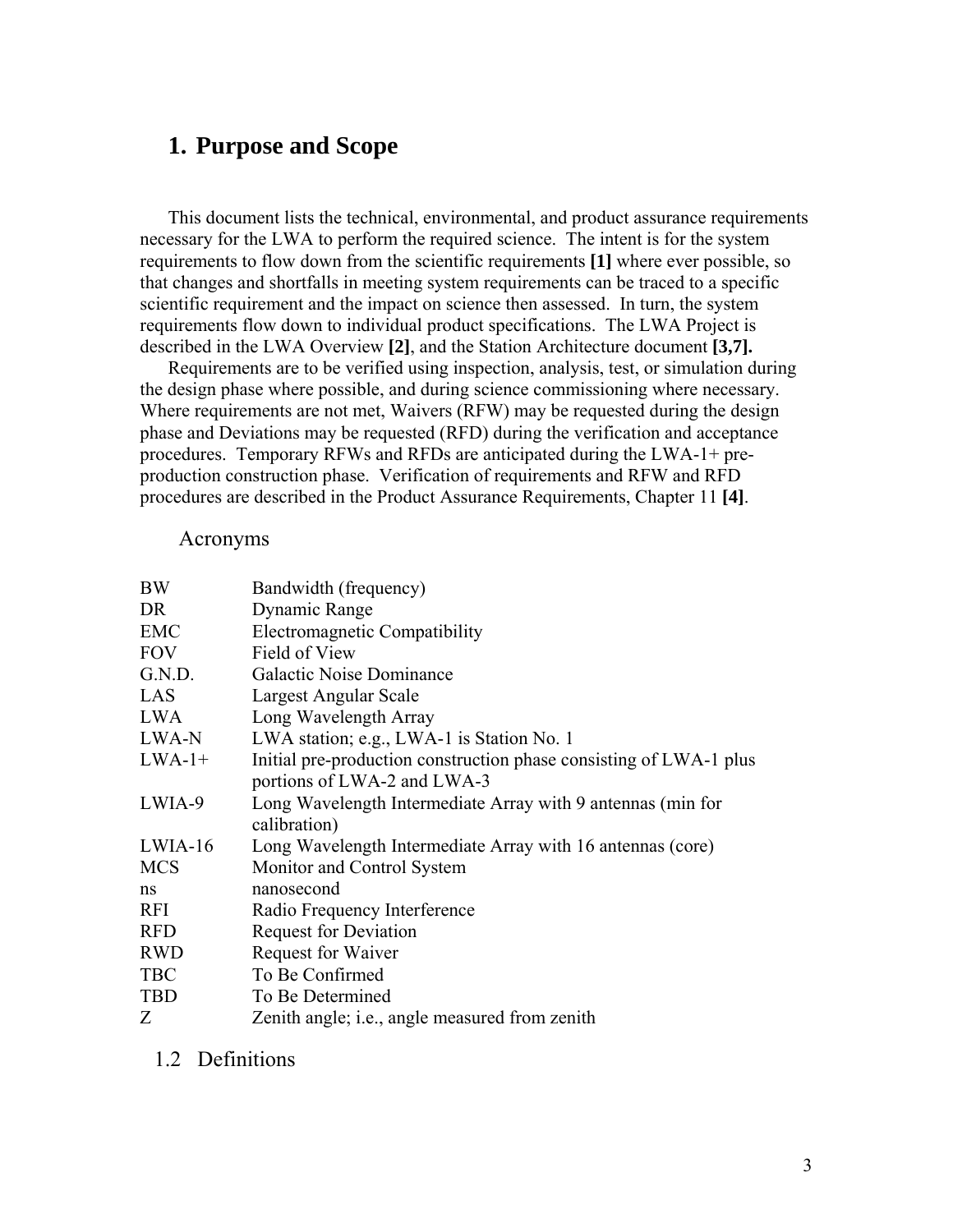# 1. Purpose and Scope

This document lists the technical, environmental, and product assurance requirements necessary for the LWA to perform the required science. The intent is for the system requirements to flow down from the scientific requirements **[1]** where ever possible, so that changes and shortfalls in meeting system requirements can be traced to a specific scientific requirement and the impact on science then assessed. In turn, the system requirements flow down to individual product specifications. The LWA Project is described in the LWA Overview **[2]**, and the Station Architecture document **[3,7].**

Requirements are to be verified using inspection, analysis, test, or simulation during the design phase where possible, and during science commissioning where necessary. Where requirements are not met, Waivers (RFW) may be requested during the design phase and Deviations may be requested (RFD) during the verification and acceptance procedures. Temporary RFWs and RFDs are anticipated during the LWA-1+ pre-production construction phase. Verification of requirements and RFW and RFD procedures are described in the Product Assurance Requirements, Chapter 11 **[4]**.

## Acronyms

| | |
|---|---|
| BW | Bandwidth (frequency) |
| DR | Dynamic Range |
| EMC | Electromagnetic Compatibility |
| FOV | Field of View |
| G.N.D. | Galactic Noise Dominance |
| LAS | Largest Angular Scale |
| LWA | Long Wavelength Array |
| LWA-N | LWA station; e.g., LWA-1 is Station No. 1 |
| LWA-1+ | Initial pre-production construction phase consisting of LWA-1 plus portions of LWA-2 and LWA-3 |
| LWIA-9 | Long Wavelength Intermediate Array with 9 antennas (min for calibration) |
| LWIA-16 | Long Wavelength Intermediate Array with 16 antennas (core) |
| MCS | Monitor and Control System |
| ns | nanosecond |
| RFI | Radio Frequency Interference |
| RFD | Request for Deviation |
| RWD | Request for Waiver |
| TBC | To Be Confirmed |
| TBD | To Be Determined |
| Z | Zenith angle; i.e., angle measured from zenith |

## 1.2 Definitions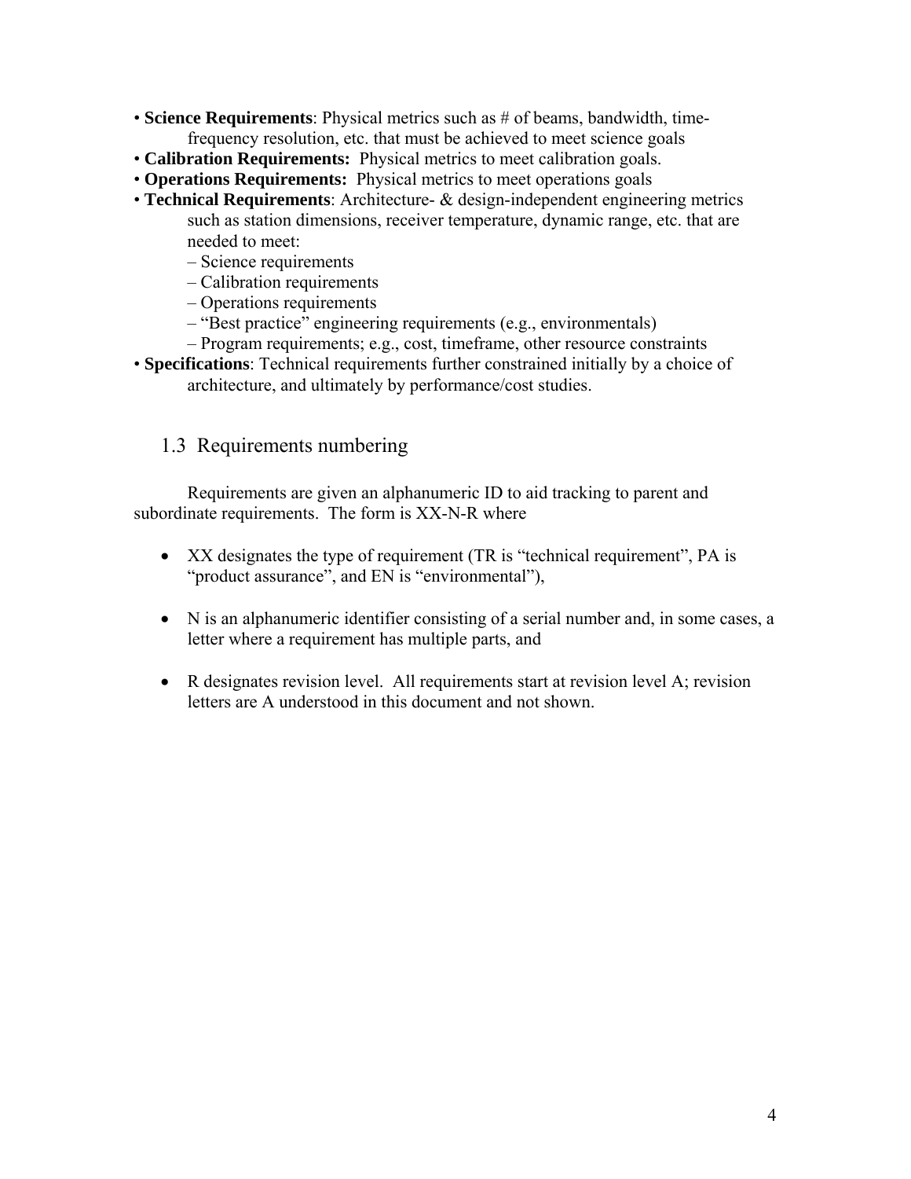- **Science Requirements**: Physical metrics such as # of beams, bandwidth, time-frequency resolution, etc. that must be achieved to meet science goals
- **Calibration Requirements:** Physical metrics to meet calibration goals.
- **Operations Requirements:** Physical metrics to meet operations goals
- **Technical Requirements**: Architecture- & design-independent engineering metrics such as station dimensions, receiver temperature, dynamic range, etc. that are needed to meet:
  - Science requirements
  - Calibration requirements
  - Operations requirements
  - "Best practice" engineering requirements (e.g., environmentals)
  - Program requirements; e.g., cost, timeframe, other resource constraints
- **Specifications**: Technical requirements further constrained initially by a choice of architecture, and ultimately by performance/cost studies.

## 1.3 Requirements numbering

Requirements are given an alphanumeric ID to aid tracking to parent and subordinate requirements. The form is XX-N-R where

- XX designates the type of requirement (TR is "technical requirement", PA is "product assurance", and EN is "environmental"),

- N is an alphanumeric identifier consisting of a serial number and, in some cases, a letter where a requirement has multiple parts, and

- R designates revision level. All requirements start at revision level A; revision letters are A understood in this document and not shown.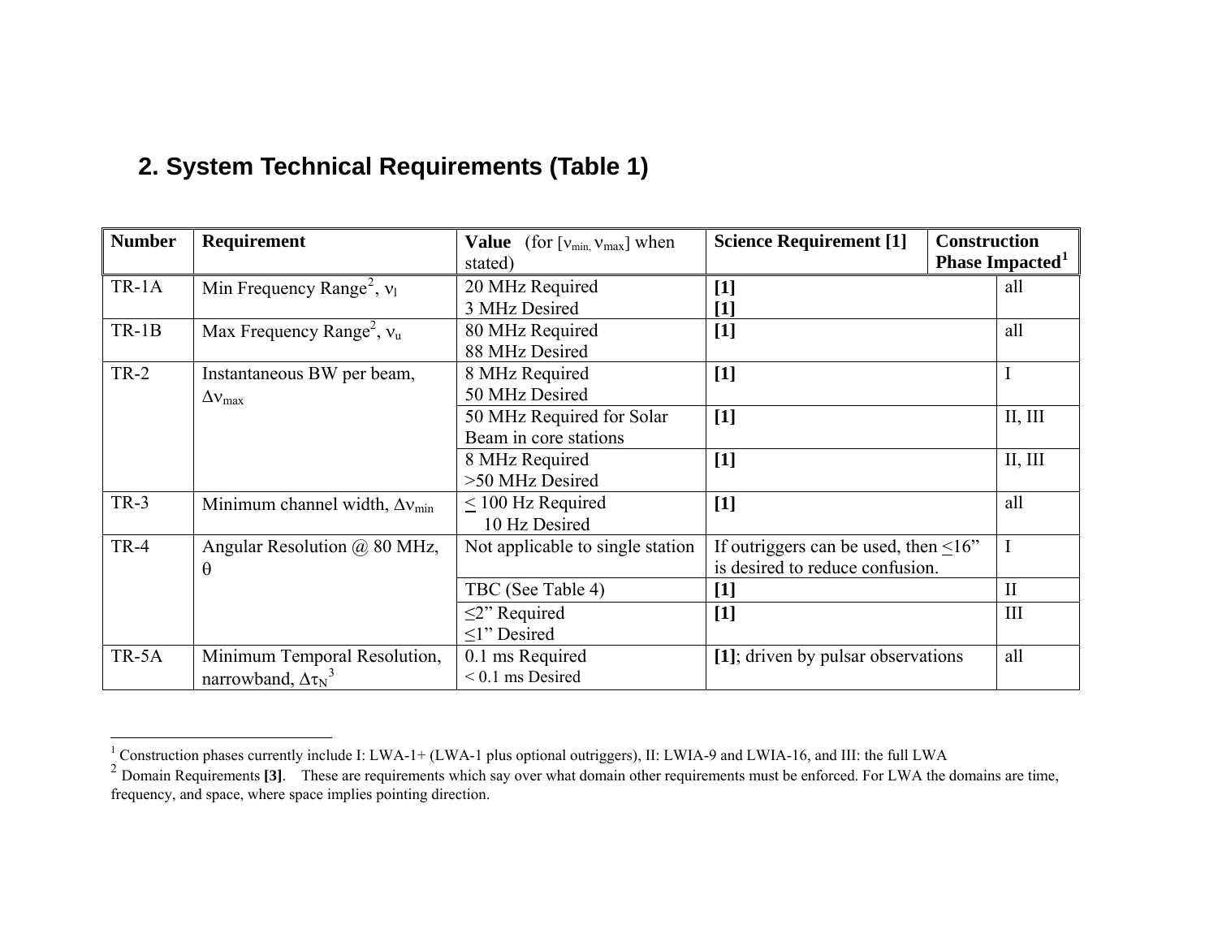## 2. System Technical Requirements (Table 1)

| Number | Requirement | Value (for [$\nu_{min}, \nu_{max}$] when stated) | Science Requirement [1] | Construction Phase Impacted[1] |
|---|---|---|---|---|
| TR-1A | Min Frequency Range[2], $\nu_l$ | 20 MHz Required<br>3 MHz Desired | **[1]**<br>**[1]** | all |
| TR-1B | Max Frequency Range[2], $\nu_u$ | 80 MHz Required<br>88 MHz Desired | **[1]** | all |
| TR-2 | Instantaneous BW per beam, $\Delta\nu_{max}$ | 8 MHz Required<br>50 MHz Desired | **[1]** | I |
| | | 50 MHz Required for Solar Beam in core stations | **[1]** | II, III |
| | | 8 MHz Required<br>>50 MHz Desired | **[1]** | II, III |
| TR-3 | Minimum channel width, $\Delta\nu_{min}$ | $\leq$ 100 Hz Required<br>10 Hz Desired | **[1]** | all |
| TR-4 | Angular Resolution @ 80 MHz, $\theta$ | Not applicable to single station | If outriggers can be used, then $\leq$16" is desired to reduce confusion. | I |
| | | TBC (See Table 4) | **[1]** | II |
| | | ≤2" Required<br>≤1" Desired | **[1]** | III |
| TR-5A | Minimum Temporal Resolution, narrowband, $\Delta\tau_N$[3] | 0.1 ms Required<br>< 0.1 ms Desired | **[1]**; driven by pulsar observations | all |

[1] Construction phases currently include I: LWA-1+ (LWA-1 plus optional outriggers), II: LWIA-9 and LWIA-16, and III: the full LWA

[2] Domain Requirements **[3]**. These are requirements which say over what domain other requirements must be enforced. For LWA the domains are time, frequency, and space, where space implies pointing direction.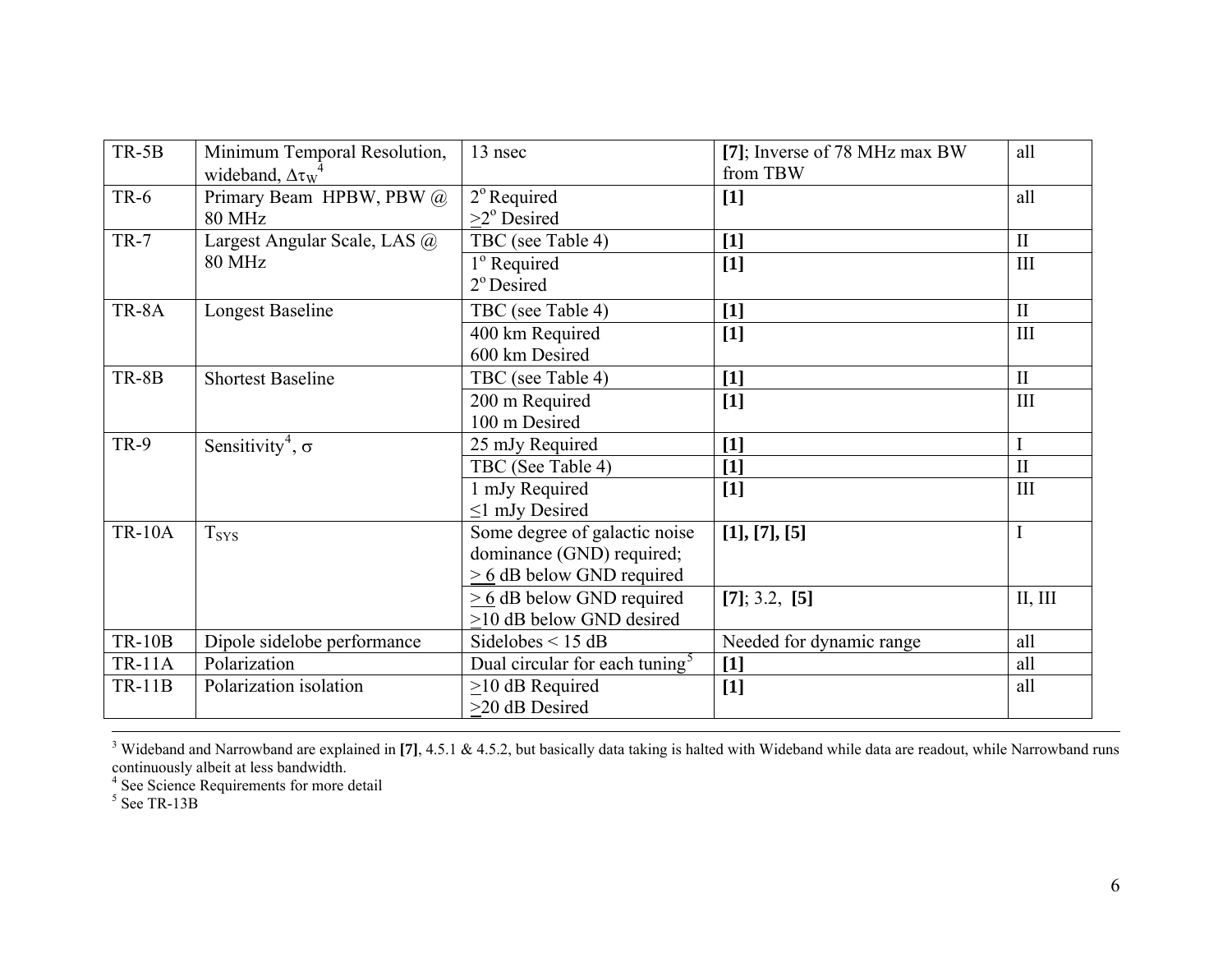| TR-5B | Minimum Temporal Resolution, wideband, $\Delta\tau_W$[4] | 13 nsec | **[7]**; Inverse of 78 MHz max BW from TBW | all |
|---|---|---|---|---|
| TR-6 | Primary Beam HPBW, PBW @ 80 MHz | 2° Required<br>≥2° Desired | **[1]** | all |
| TR-7 | Largest Angular Scale, LAS @ 80 MHz | TBC (see Table 4) | **[1]** | II |
| | | 1° Required<br>2° Desired | **[1]** | III |
| TR-8A | Longest Baseline | TBC (see Table 4) | **[1]** | II |
| | | 400 km Required<br>600 km Desired | **[1]** | III |
| TR-8B | Shortest Baseline | TBC (see Table 4) | **[1]** | II |
| | | 200 m Required<br>100 m Desired | **[1]** | III |
| TR-9 | Sensitivity[4], $\sigma$ | 25 mJy Required | **[1]** | I |
| | | TBC (See Table 4) | **[1]** | II |
| | | 1 mJy Required<br>≤1 mJy Desired | **[1]** | III |
| TR-10A | $T_{SYS}$ | Some degree of galactic noise dominance (GND) required;<br>≥ 6 dB below GND required | **[1], [7], [5]** | I |
| | | ≥ 6 dB below GND required<br>≥10 dB below GND desired | **[7]**; 3.2, **[5]** | II, III |
| TR-10B | Dipole sidelobe performance | Sidelobes < 15 dB | Needed for dynamic range | all |
| TR-11A | Polarization | Dual circular for each tuning[5] | **[1]** | all |
| TR-11B | Polarization isolation | ≥10 dB Required<br>≥20 dB Desired | **[1]** | all |

[3] Wideband and Narrowband are explained in **[7]**, 4.5.1 & 4.5.2, but basically data taking is halted with Wideband while data are readout, while Narrowband runs continuously albeit at less bandwidth.

[4] See Science Requirements for more detail

[5] See TR-13B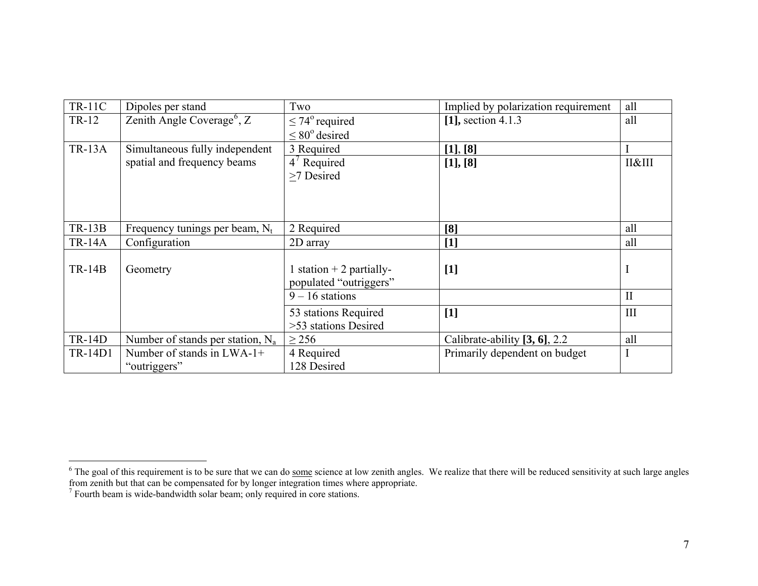| TR-11C | Dipoles per stand | Two | Implied by polarization requirement | all |
|---|---|---|---|---|
| TR-12 | Zenith Angle Coverage[6], Z | ≤ 74° required<br>≤ 80° desired | **[1],** section 4.1.3 | all |
| TR-13A | Simultaneous fully independent spatial and frequency beams | 3 Required | **[1]**, **[8]** | I |
| | | 4[7] Required<br>≥7 Desired | **[1], [8]** | II&III |
| TR-13B | Frequency tunings per beam, $N_t$ | 2 Required | **[8]** | all |
| TR-14A | Configuration | 2D array | **[1]** | all |
| TR-14B | Geometry | 1 station + 2 partially-populated "outriggers" | **[1]** | I |
| | | 9 – 16 stations | | II |
| | | 53 stations Required<br>>53 stations Desired | **[1]** | III |
| TR-14D | Number of stands per station, $N_a$ | ≥ 256 | Calibrate-ability **[3, 6]**, 2.2 | all |
| TR-14D1 | Number of stands in LWA-1+ "outriggers" | 4 Required<br>128 Desired | Primarily dependent on budget | I |

[6] The goal of this requirement is to be sure that we can do <u>some</u> science at low zenith angles. We realize that there will be reduced sensitivity at such large angles from zenith but that can be compensated for by longer integration times where appropriate.

[7] Fourth beam is wide-bandwidth solar beam; only required in core stations.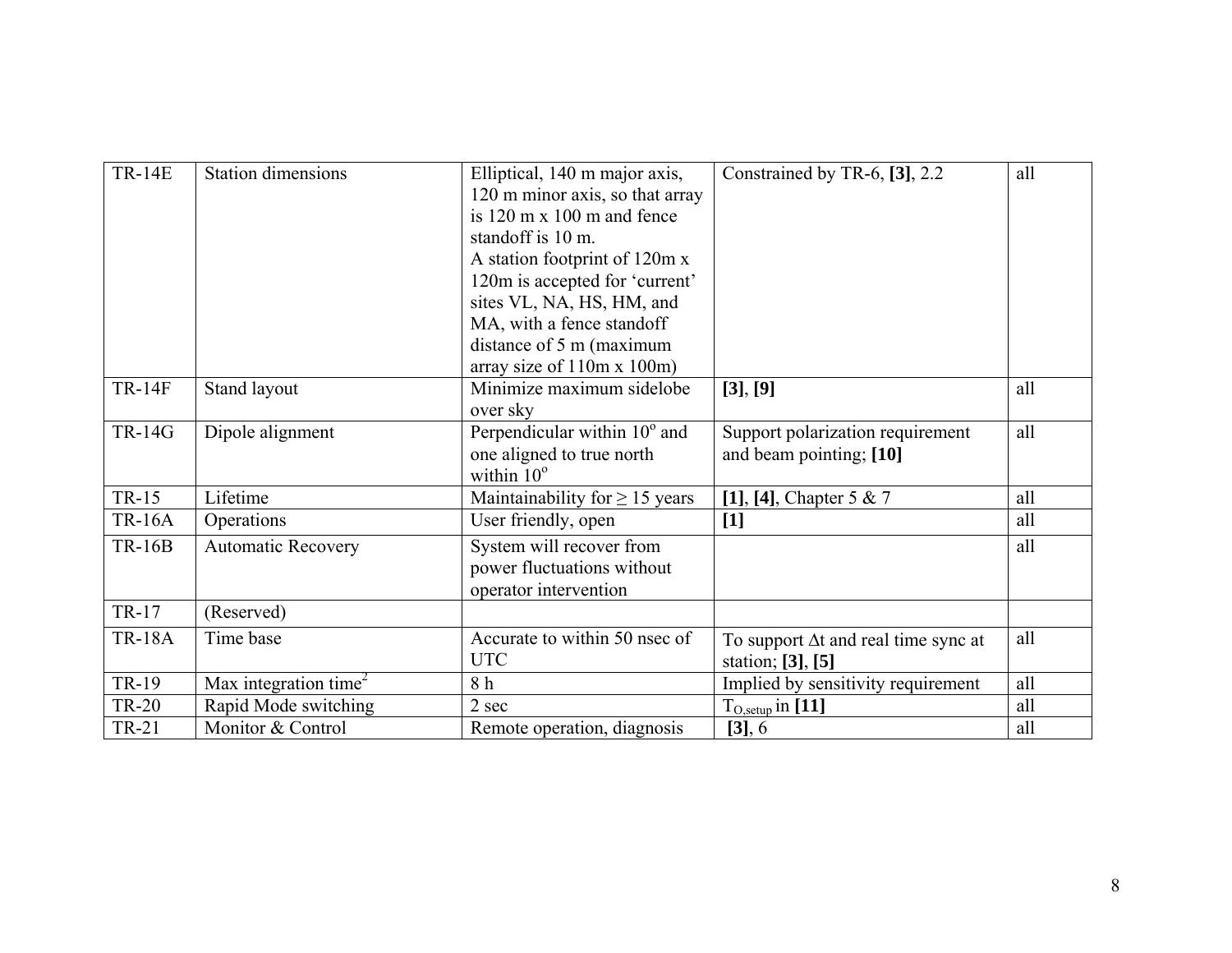| TR-14E | Station dimensions | Elliptical, 140 m major axis, 120 m minor axis, so that array is 120 m x 100 m and fence standoff is 10 m. A station footprint of 120m x 120m is accepted for 'current' sites VL, NA, HS, HM, and MA, with a fence standoff distance of 5 m (maximum array size of 110m x 100m) | Constrained by TR-6, **[3]**, 2.2 | all |
|---|---|---|---|---|
| TR-14F | Stand layout | Minimize maximum sidelobe over sky | **[3]**, **[9]** | all |
| TR-14G | Dipole alignment | Perpendicular within $10^{o}$ and one aligned to true north within $10^{o}$ | Support polarization requirement and beam pointing; **[10]** | all |
| TR-15 | Lifetime | Maintainability for ≥ 15 years | **[1]**, **[4]**, Chapter 5 & 7 | all |
| TR-16A | Operations | User friendly, open | **[1]** | all |
| TR-16B | Automatic Recovery | System will recover from power fluctuations without operator intervention | | all |
| TR-17 | (Reserved) | | | |
| TR-18A | Time base | Accurate to within 50 nsec of UTC | To support $\Delta t$ and real time sync at station; **[3]**, **[5]** | all |
| TR-19 | Max integration time[2] | 8 h | Implied by sensitivity requirement | all |
| TR-20 | Rapid Mode switching | 2 sec | $T_{O,setup}$ in **[11]** | all |
| TR-21 | Monitor & Control | Remote operation, diagnosis | **[3]**, 6 | all |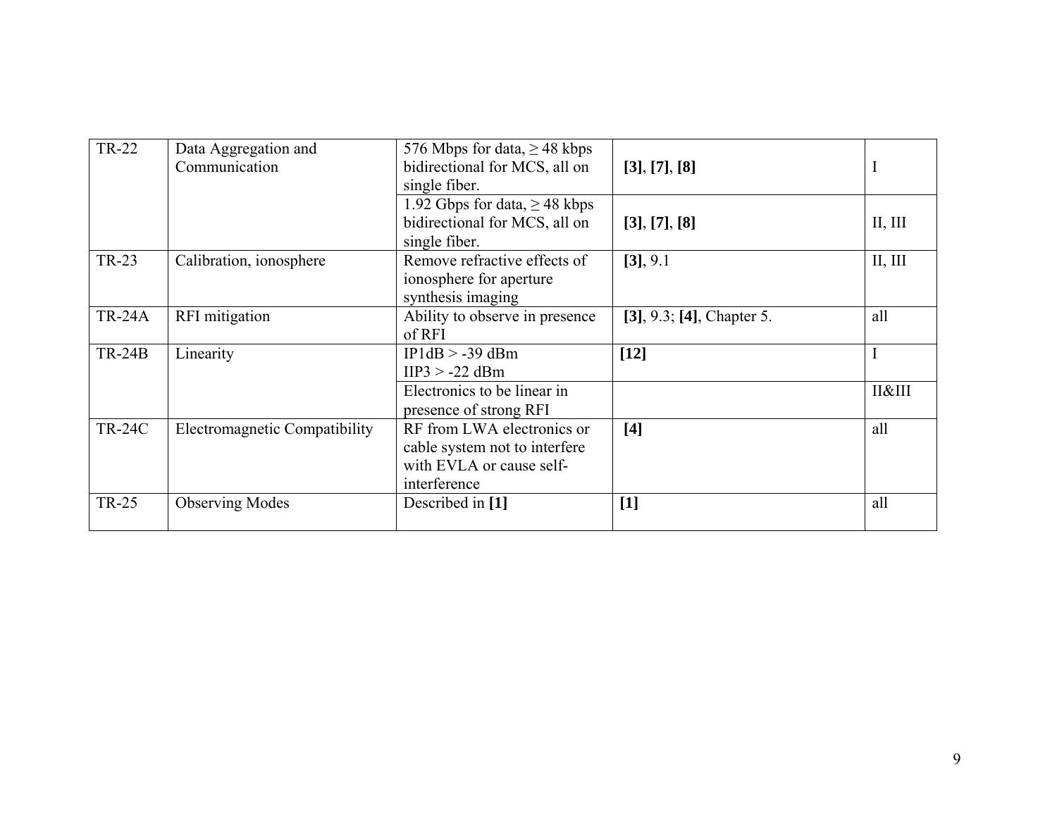| | | | | |
|---|---|---|---|---|
| TR-22 | Data Aggregation and Communication | 576 Mbps for data, ≥ 48 kbps bidirectional for MCS, all on single fiber. | **[3]**, **[7]**, **[8]** | I |
| | | 1.92 Gbps for data, ≥ 48 kbps bidirectional for MCS, all on single fiber. | **[3]**, **[7]**, **[8]** | II, III |
| TR-23 | Calibration, ionosphere | Remove refractive effects of ionosphere for aperture synthesis imaging | **[3]**, 9.1 | II, III |
| TR-24A | RFI mitigation | Ability to observe in presence of RFI | **[3]**, 9.3; **[4]**, Chapter 5. | all |
| TR-24B | Linearity | IP1dB > -39 dBm<br>IIP3 > -22 dBm | **[12]** | I |
| | | Electronics to be linear in presence of strong RFI | | II&III |
| TR-24C | Electromagnetic Compatibility | RF from LWA electronics or cable system not to interfere with EVLA or cause self-interference | **[4]** | all |
| TR-25 | Observing Modes | Described in **[1]** | **[1]** | all |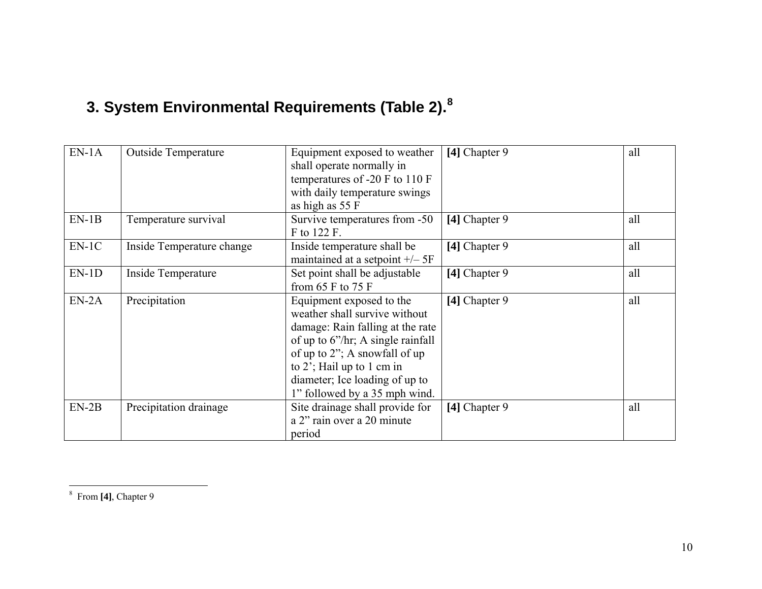## 3. System Environmental Requirements (Table 2).[8]

| | | | | |
|---|---|---|---|---|
| EN-1A | Outside Temperature | Equipment exposed to weather shall operate normally in temperatures of -20 F to 110 F with daily temperature swings as high as 55 F | **[4]** Chapter 9 | all |
| EN-1B | Temperature survival | Survive temperatures from -50 F to 122 F. | **[4]** Chapter 9 | all |
| EN-1C | Inside Temperature change | Inside temperature shall be maintained at a setpoint +/– 5F | **[4]** Chapter 9 | all |
| EN-1D | Inside Temperature | Set point shall be adjustable from 65 F to 75 F | **[4]** Chapter 9 | all |
| EN-2A | Precipitation | Equipment exposed to the weather shall survive without damage: Rain falling at the rate of up to 6"/hr; A single rainfall of up to 2"; A snowfall of up to 2'; Hail up to 1 cm in diameter; Ice loading of up to 1" followed by a 35 mph wind. | **[4]** Chapter 9 | all |
| EN-2B | Precipitation drainage | Site drainage shall provide for a 2" rain over a 20 minute period | **[4]** Chapter 9 | all |

[8] From **[4]**, Chapter 9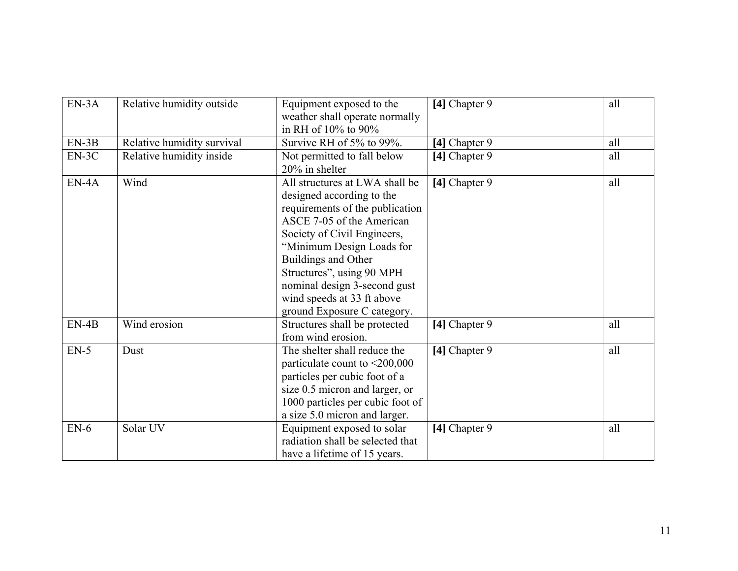| EN-3A | Relative humidity outside | Equipment exposed to the weather shall operate normally in RH of 10% to 90% | **[4]** Chapter 9 | all |
|---|---|---|---|---|
| EN-3B | Relative humidity survival | Survive RH of 5% to 99%. | **[4]** Chapter 9 | all |
| EN-3C | Relative humidity inside | Not permitted to fall below 20% in shelter | **[4]** Chapter 9 | all |
| EN-4A | Wind | All structures at LWA shall be designed according to the requirements of the publication ASCE 7-05 of the American Society of Civil Engineers, "Minimum Design Loads for Buildings and Other Structures", using 90 MPH nominal design 3-second gust wind speeds at 33 ft above ground Exposure C category. | **[4]** Chapter 9 | all |
| EN-4B | Wind erosion | Structures shall be protected from wind erosion. | **[4]** Chapter 9 | all |
| EN-5 | Dust | The shelter shall reduce the particulate count to <200,000 particles per cubic foot of a size 0.5 micron and larger, or 1000 particles per cubic foot of a size 5.0 micron and larger. | **[4]** Chapter 9 | all |
| EN-6 | Solar UV | Equipment exposed to solar radiation shall be selected that have a lifetime of 15 years. | **[4]** Chapter 9 | all |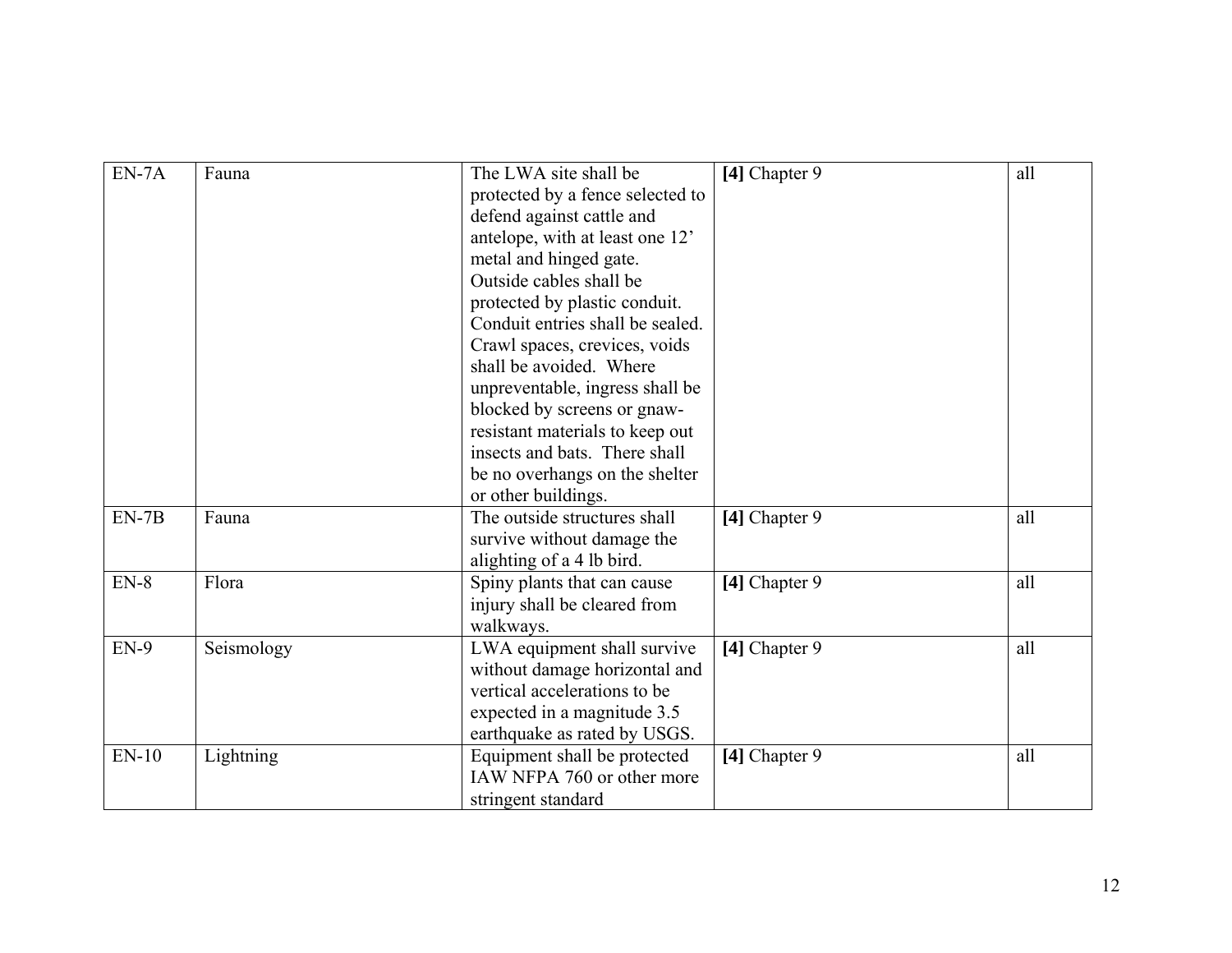| | | | | |
|---|---|---|---|---|
| EN-7A | Fauna | The LWA site shall be protected by a fence selected to defend against cattle and antelope, with at least one 12' metal and hinged gate. Outside cables shall be protected by plastic conduit. Conduit entries shall be sealed. Crawl spaces, crevices, voids shall be avoided. Where unpreventable, ingress shall be blocked by screens or gnaw-resistant materials to keep out insects and bats. There shall be no overhangs on the shelter or other buildings. | **[4]** Chapter 9 | all |
| EN-7B | Fauna | The outside structures shall survive without damage the alighting of a 4 lb bird. | **[4]** Chapter 9 | all |
| EN-8 | Flora | Spiny plants that can cause injury shall be cleared from walkways. | **[4]** Chapter 9 | all |
| EN-9 | Seismology | LWA equipment shall survive without damage horizontal and vertical accelerations to be expected in a magnitude 3.5 earthquake as rated by USGS. | **[4]** Chapter 9 | all |
| EN-10 | Lightning | Equipment shall be protected IAW NFPA 760 or other more stringent standard | **[4]** Chapter 9 | all |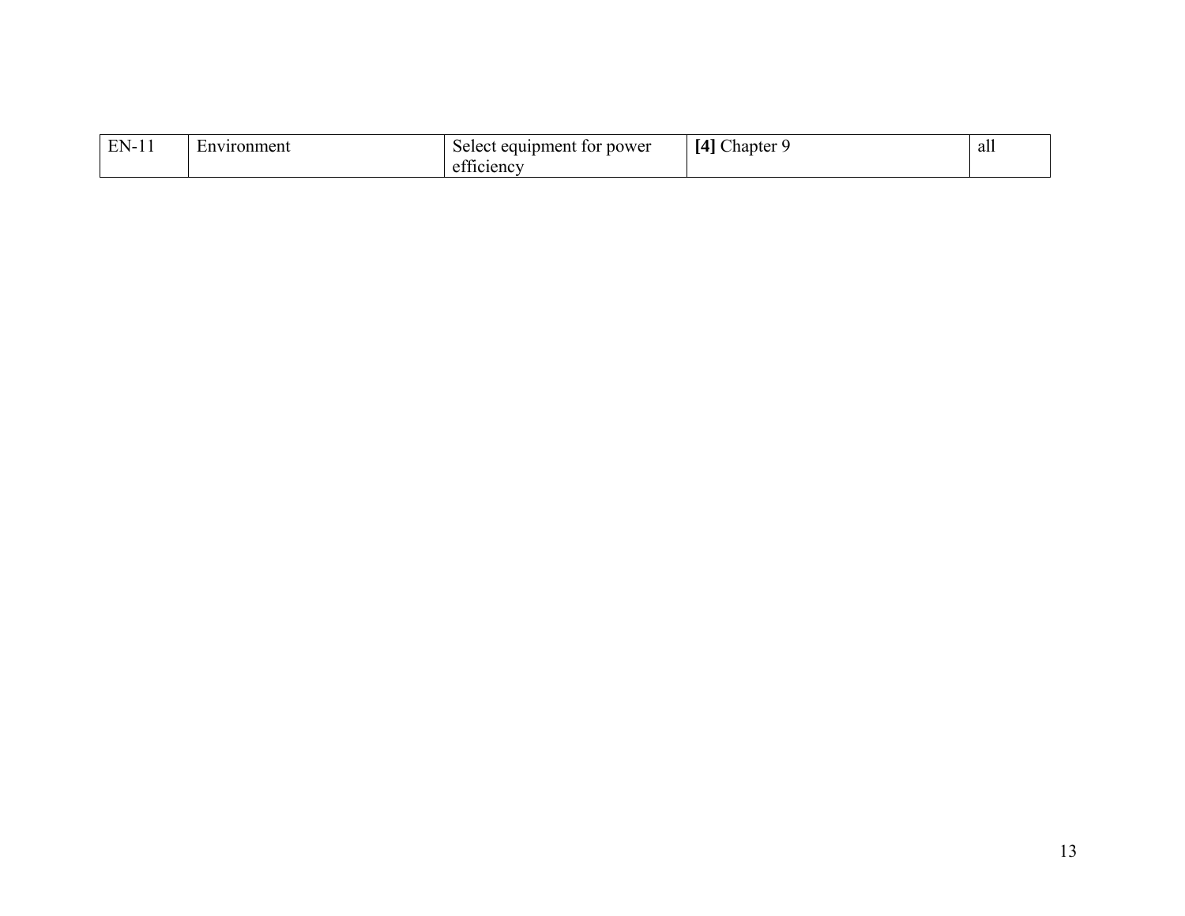| | | | | |
|---|---|---|---|---|
| EN-11 | Environment | Select equipment for power efficiency | **[4]** Chapter 9 | all |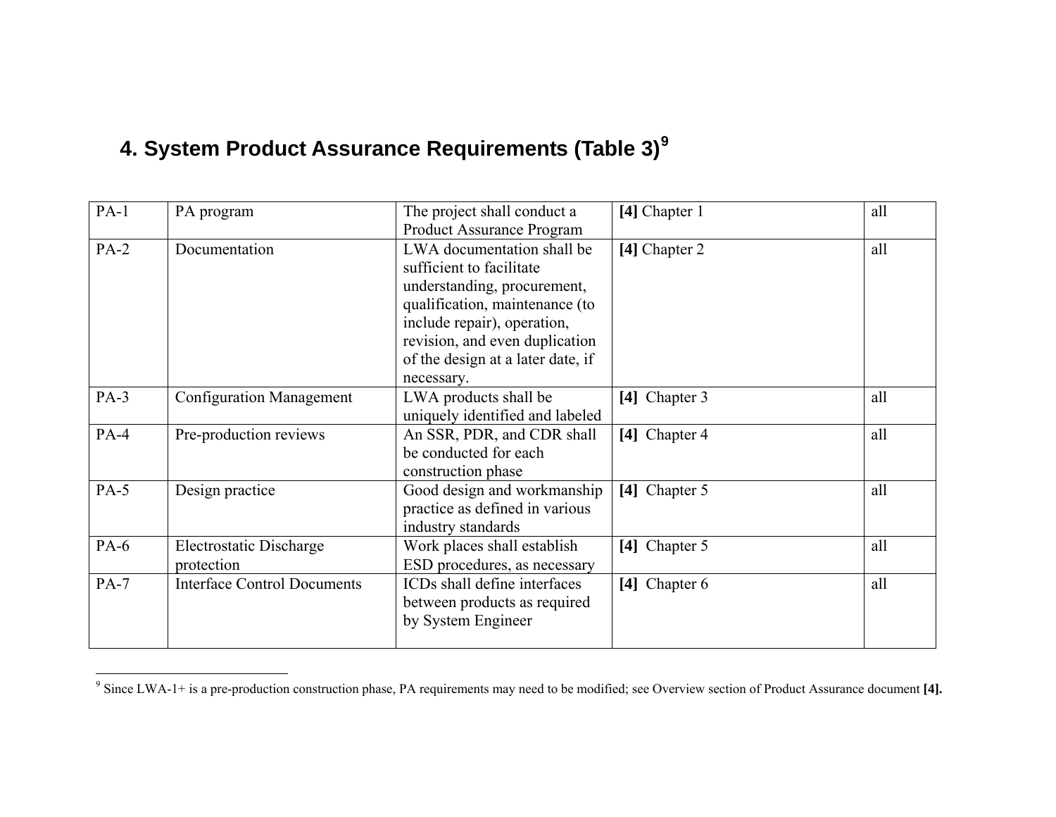## 4. System Product Assurance Requirements (Table 3)[9]

| | | | | |
|---|---|---|---|---|
| PA-1 | PA program | The project shall conduct a Product Assurance Program | **[4]** Chapter 1 | all |
| PA-2 | Documentation | LWA documentation shall be sufficient to facilitate understanding, procurement, qualification, maintenance (to include repair), operation, revision, and even duplication of the design at a later date, if necessary. | **[4]** Chapter 2 | all |
| PA-3 | Configuration Management | LWA products shall be uniquely identified and labeled | **[4]** Chapter 3 | all |
| PA-4 | Pre-production reviews | An SSR, PDR, and CDR shall be conducted for each construction phase | **[4]** Chapter 4 | all |
| PA-5 | Design practice | Good design and workmanship practice as defined in various industry standards | **[4]** Chapter 5 | all |
| PA-6 | Electrostatic Discharge protection | Work places shall establish ESD procedures, as necessary | **[4]** Chapter 5 | all |
| PA-7 | Interface Control Documents | ICDs shall define interfaces between products as required by System Engineer | **[4]** Chapter 6 | all |

[9] Since LWA-1+ is a pre-production construction phase, PA requirements may need to be modified; see Overview section of Product Assurance document **[4].**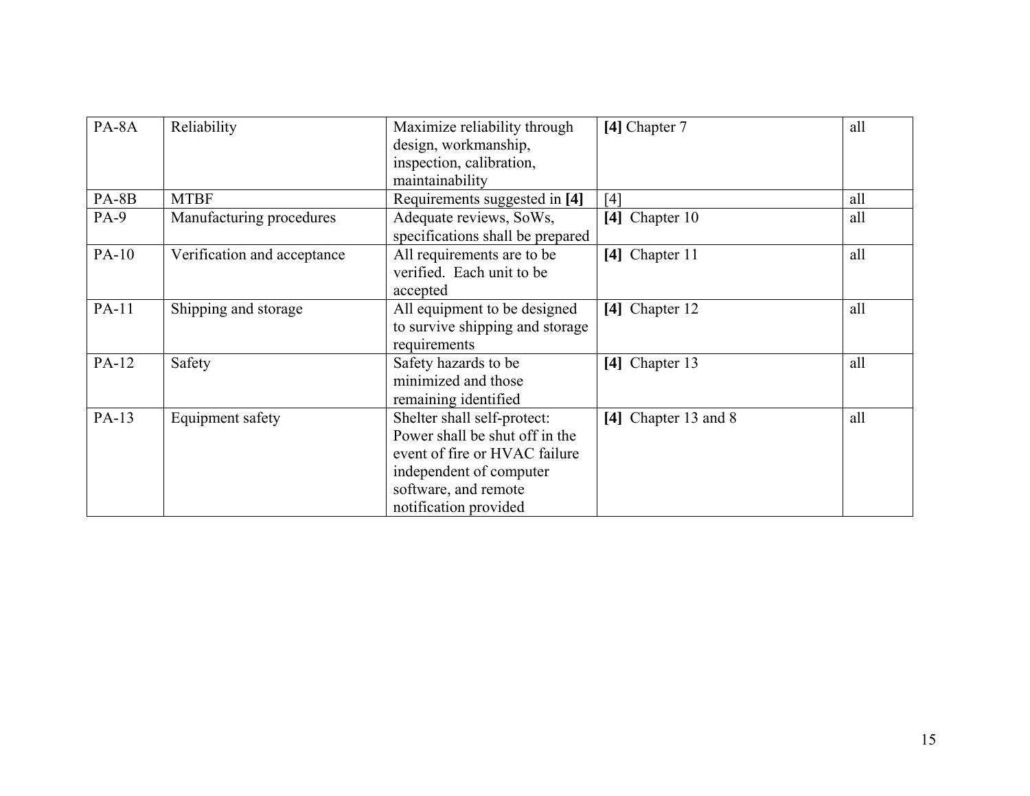| | | | | |
|---|---|---|---|---|
| PA-8A | Reliability | Maximize reliability through design, workmanship, inspection, calibration, maintainability | **[4]** Chapter 7 | all |
| PA-8B | MTBF | Requirements suggested in **[4]** | [4] | all |
| PA-9 | Manufacturing procedures | Adequate reviews, SoWs, specifications shall be prepared | **[4]** Chapter 10 | all |
| PA-10 | Verification and acceptance | All requirements are to be verified. Each unit to be accepted | **[4]** Chapter 11 | all |
| PA-11 | Shipping and storage | All equipment to be designed to survive shipping and storage requirements | **[4]** Chapter 12 | all |
| PA-12 | Safety | Safety hazards to be minimized and those remaining identified | **[4]** Chapter 13 | all |
| PA-13 | Equipment safety | Shelter shall self-protect: Power shall be shut off in the event of fire or HVAC failure independent of computer software, and remote notification provided | **[4]** Chapter 13 and 8 | all |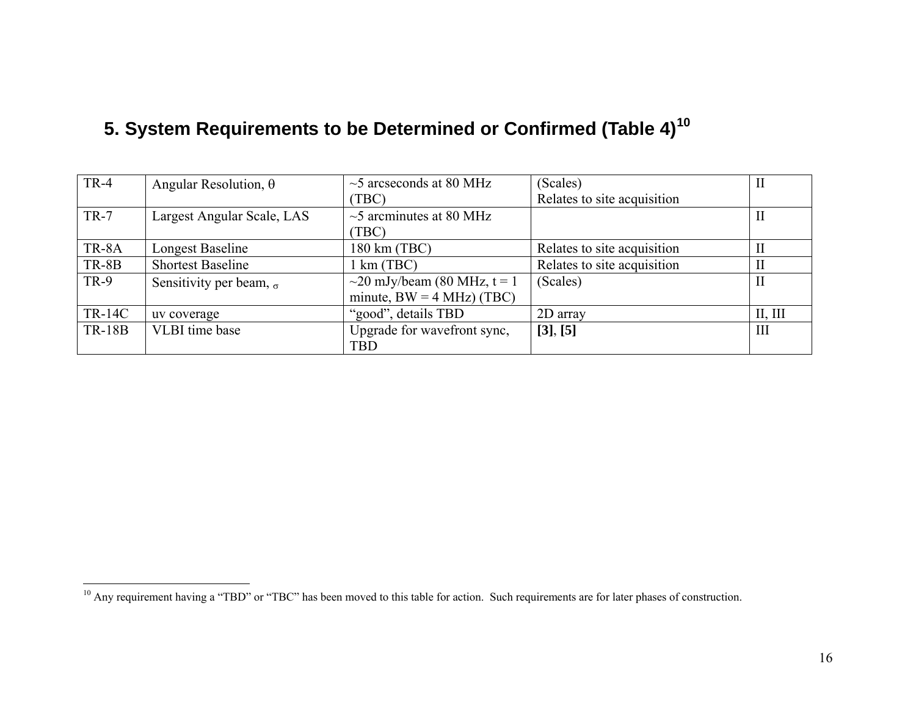## 5. System Requirements to be Determined or Confirmed (Table 4)[10]

| | | | | |
|---|---|---|---|---|
| TR-4 | Angular Resolution, θ | ~5 arcseconds at 80 MHz (TBC) | (Scales)<br>Relates to site acquisition | II |
| TR-7 | Largest Angular Scale, LAS | ~5 arcminutes at 80 MHz (TBC) | | II |
| TR-8A | Longest Baseline | 180 km (TBC) | Relates to site acquisition | II |
| TR-8B | Shortest Baseline | 1 km (TBC) | Relates to site acquisition | II |
| TR-9 | Sensitivity per beam, σ | ~20 mJy/beam (80 MHz, t = 1 minute, BW = 4 MHz) (TBC) | (Scales) | II |
| TR-14C | uv coverage | "good", details TBD | 2D array | II, III |
| TR-18B | VLBI time base | Upgrade for wavefront sync, TBD | **[3]**, **[5]** | III |

[10] Any requirement having a "TBD" or "TBC" has been moved to this table for action. Such requirements are for later phases of construction.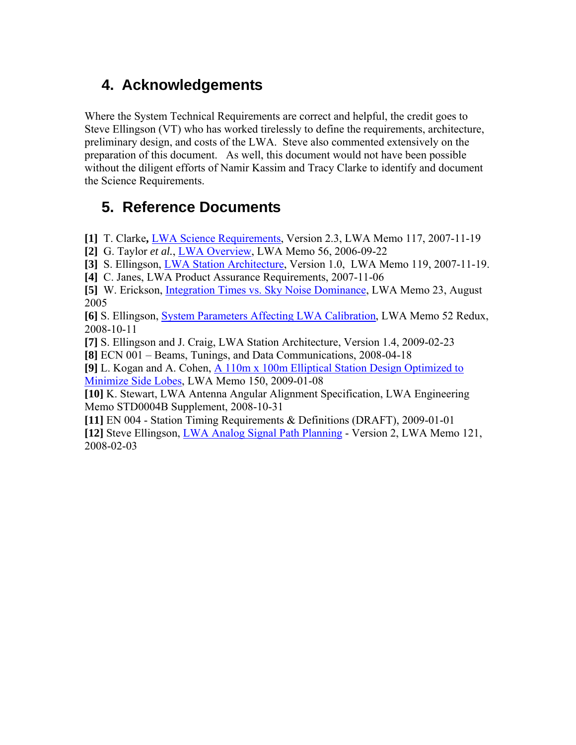## 4. Acknowledgements

Where the System Technical Requirements are correct and helpful, the credit goes to Steve Ellingson (VT) who has worked tirelessly to define the requirements, architecture, preliminary design, and costs of the LWA. Steve also commented extensively on the preparation of this document. As well, this document would not have been possible without the diligent efforts of Namir Kassim and Tracy Clarke to identify and document the Science Requirements.

## 5. Reference Documents

**[1]** T. Clarke**,** LWA Science Requirements, Version 2.3, LWA Memo 117, 2007-11-19
**[2]** G. Taylor *et al.*, LWA Overview, LWA Memo 56, 2006-09-22
**[3]** S. Ellingson, LWA Station Architecture, Version 1.0, LWA Memo 119, 2007-11-19.
**[4]** C. Janes, LWA Product Assurance Requirements, 2007-11-06
**[5]** W. Erickson, Integration Times vs. Sky Noise Dominance, LWA Memo 23, August 2005
**[6]** S. Ellingson, System Parameters Affecting LWA Calibration, LWA Memo 52 Redux, 2008-10-11
**[7]** S. Ellingson and J. Craig, LWA Station Architecture, Version 1.4, 2009-02-23
**[8]** ECN 001 – Beams, Tunings, and Data Communications, 2008-04-18
**[9]** L. Kogan and A. Cohen, A 110m x 100m Elliptical Station Design Optimized to Minimize Side Lobes, LWA Memo 150, 2009-01-08
**[10]** K. Stewart, LWA Antenna Angular Alignment Specification, LWA Engineering Memo STD0004B Supplement, 2008-10-31
**[11]** EN 004 - Station Timing Requirements & Definitions (DRAFT), 2009-01-01
**[12]** Steve Ellingson, LWA Analog Signal Path Planning - Version 2, LWA Memo 121, 2008-02-03